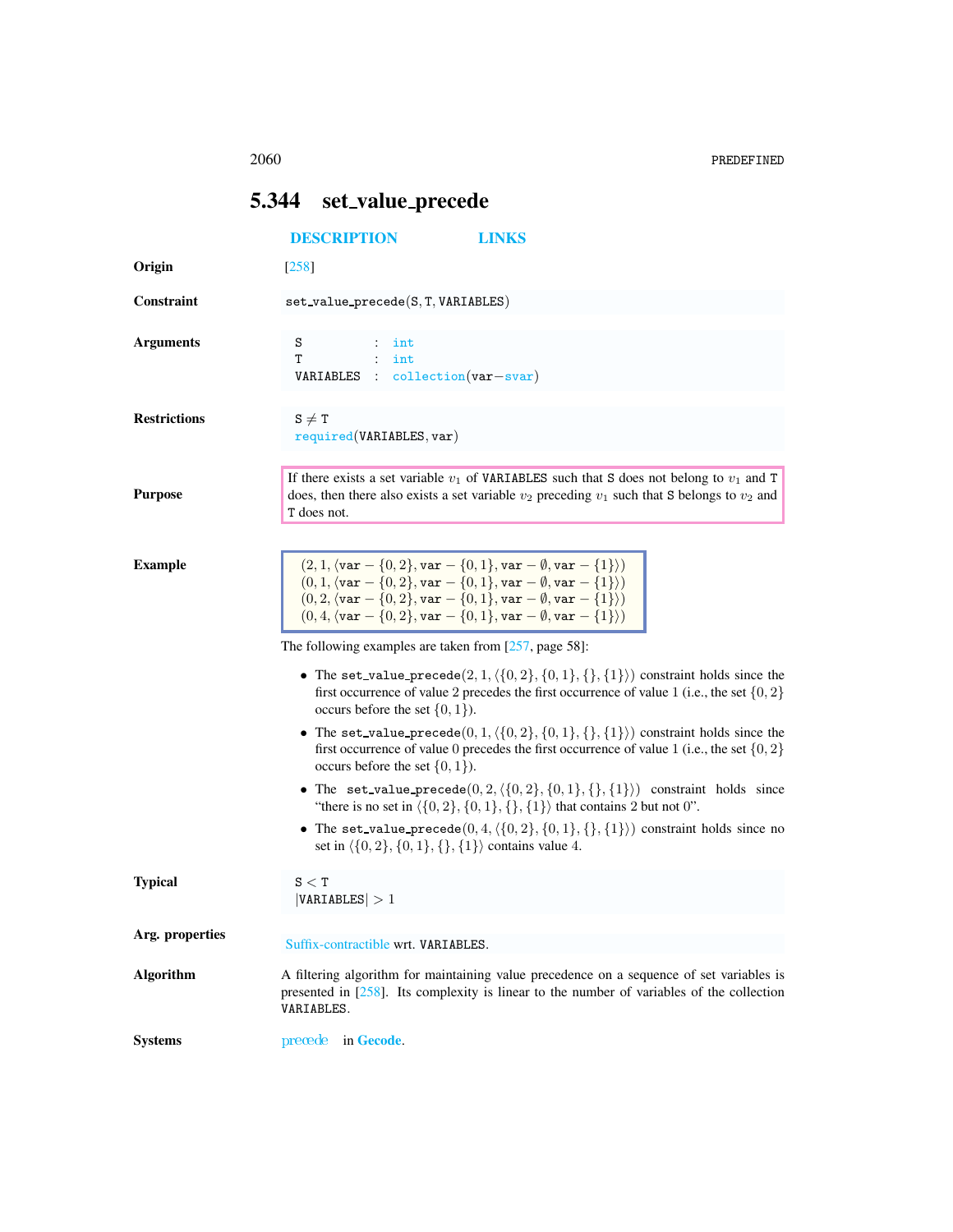## 5.344 set_value_precede

DESCRIPTION LINKS

**Origin**

[258]

**Constraint**

set_value_precede(S, T, VARIABLES)

**Arguments**

S : int
T : int
VARIABLES : collection(var−svar)

**Restrictions**

$S \neq T$
required(VARIABLES, var)

**Purpose**

If there exists a set variable $v_1$ of VARIABLES such that S does not belong to $v_1$ and T does, then there also exists a set variable $v_2$ preceding $v_1$ such that S belongs to $v_2$ and T does not.

**Example**

$(2, 1, \langle \texttt{var} - \{0, 2\}, \texttt{var} - \{0, 1\}, \texttt{var} - \emptyset, \texttt{var} - \{1\}\rangle)$
$(0, 1, \langle \texttt{var} - \{0, 2\}, \texttt{var} - \{0, 1\}, \texttt{var} - \emptyset, \texttt{var} - \{1\}\rangle)$
$(0, 2, \langle \texttt{var} - \{0, 2\}, \texttt{var} - \{0, 1\}, \texttt{var} - \emptyset, \texttt{var} - \{1\}\rangle)$
$(0, 4, \langle \texttt{var} - \{0, 2\}, \texttt{var} - \{0, 1\}, \texttt{var} - \emptyset, \texttt{var} - \{1\}\rangle)$

The following examples are taken from [257, page 58]:

- The set_value_precede$(2, 1, \langle\{0, 2\}, \{0, 1\}, \{\}, \{1\}\rangle)$ constraint holds since the first occurrence of value 2 precedes the first occurrence of value 1 (i.e., the set $\{0, 2\}$ occurs before the set $\{0, 1\}$).
- The set_value_precede$(0, 1, \langle\{0, 2\}, \{0, 1\}, \{\}, \{1\}\rangle)$ constraint holds since the first occurrence of value 0 precedes the first occurrence of value 1 (i.e., the set $\{0, 2\}$ occurs before the set $\{0, 1\}$).
- The set_value_precede$(0, 2, \langle\{0, 2\}, \{0, 1\}, \{\}, \{1\}\rangle)$ constraint holds since "there is no set in $\langle\{0, 2\}, \{0, 1\}, \{\}, \{1\}\rangle$ that contains 2 but not 0".
- The set_value_precede$(0, 4, \langle\{0, 2\}, \{0, 1\}, \{\}, \{1\}\rangle)$ constraint holds since no set in $\langle\{0, 2\}, \{0, 1\}, \{\}, \{1\}\rangle$ contains value 4.

**Typical**

$S < T$
$|\texttt{VARIABLES}| > 1$

**Arg. properties**

Suffix-contractible wrt. VARIABLES.

**Algorithm**

A filtering algorithm for maintaining value precedence on a sequence of set variables is presented in [258]. Its complexity is linear to the number of variables of the collection VARIABLES.

**Systems**

precede in Gecode.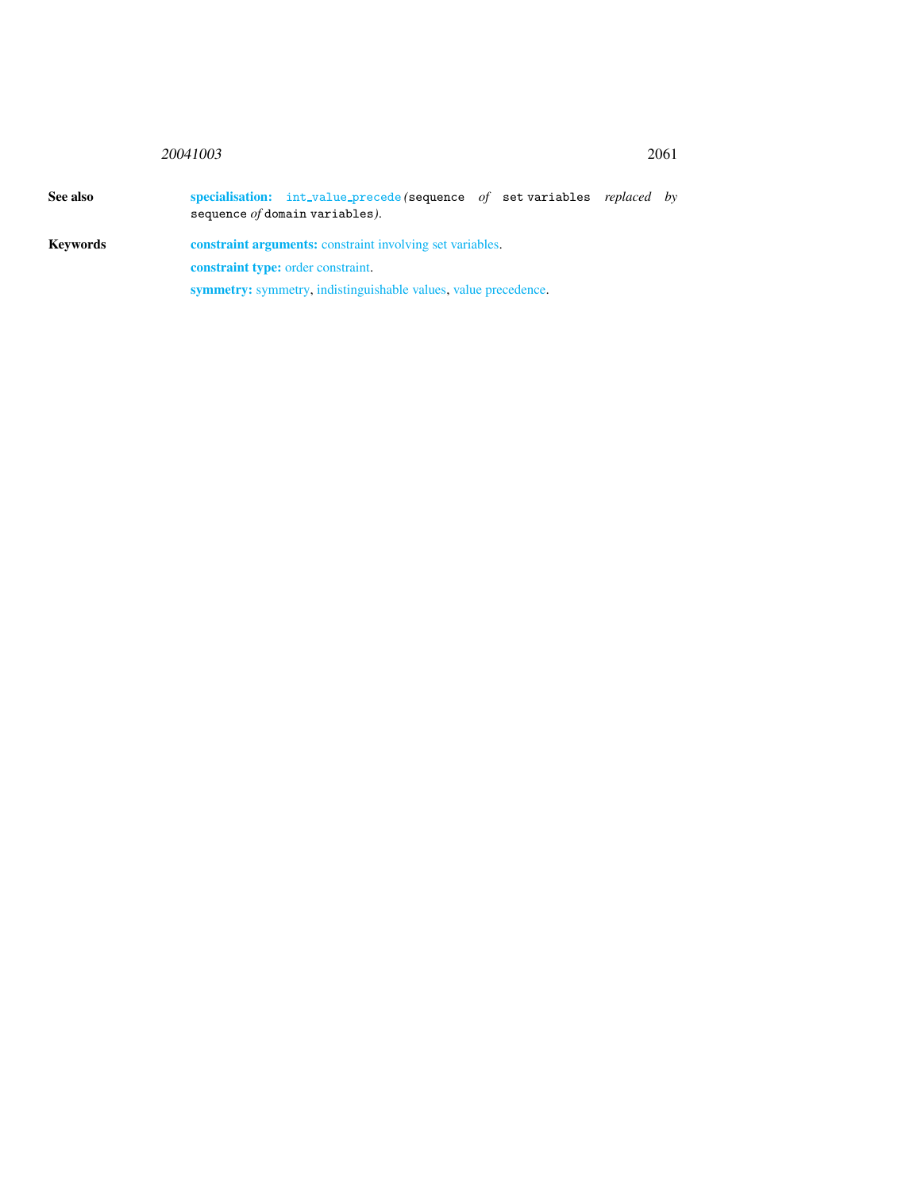**See also**

**specialisation:** `int_value_precede` (`sequence` *of* `set variables` *replaced by* `sequence` *of* `domain variables`).

**Keywords**

**constraint arguments:** constraint involving set variables.

**constraint type:** order constraint.

**symmetry:** symmetry, indistinguishable values, value precedence.